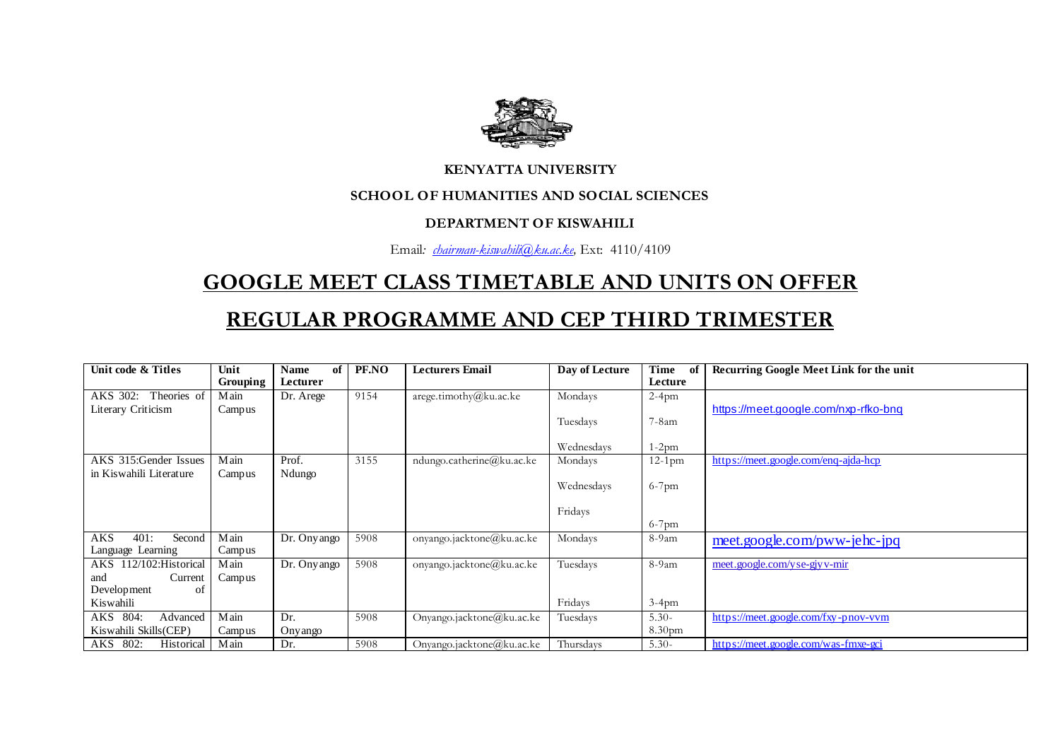**KENYATTA UNIVERSITY**

**SCHOOL OF HUMANITIES AND SOCIAL SCIENCES**

**DEPARTMENT OF KISWAHILI**

Email*: chairman-kiswahili@ku.ac.ke*, Ext: 4110/4109

# GOOGLE MEET CLASS TIMETABLE AND UNITS ON OFFER

# REGULAR PROGRAMME AND CEP THIRD TRIMESTER

| Unit code & Titles | Unit Grouping | Name of Lecturer | PF.NO | Lecturers Email | Day of Lecture | Time of Lecture | Recurring Google Meet Link for the unit |
|---|---|---|---|---|---|---|---|
| AKS 302: Theories of Literary Criticism | Main Campus | Dr. Arege | 9154 | arege.timothy@ku.ac.ke | Mondays<br>Tuesdays<br>Wednesdays | 2-4pm<br>7-8am<br>1-2pm | https://meet.google.com/nxp-rfko-bnq |
| AKS 315:Gender Issues in Kiswahili Literature | Main Campus | Prof. Ndungo | 3155 | ndungo.catherine@ku.ac.ke | Mondays<br>Wednesdays<br>Fridays | 12-1pm<br>6-7pm<br>6-7pm | https://meet.google.com/enq-ajda-hcp |
| AKS 401: Second Language Learning | Main Campus | Dr. Onyango | 5908 | onyango.jacktone@ku.ac.ke | Mondays | 8-9am | meet.google.com/pww-jehc-jpq |
| AKS 112/102:Historical and Current Development of Kiswahili | Main Campus | Dr. Onyango | 5908 | onyango.jacktone@ku.ac.ke | Tuesdays<br>Fridays | 8-9am<br>3-4pm | meet.google.com/yse-gjyv-mir |
| AKS 804: Advanced Kiswahili Skills(CEP) | Main Campus | Dr. Onyango | 5908 | Onyango.jacktone@ku.ac.ke | Tuesdays | 5.30-8.30pm | https://meet.google.com/fxy-pnov-vvm |
| AKS 802: Historical | Main | Dr. | 5908 | Onyango.jacktone@ku.ac.ke | Thursdays | 5.30- | https://meet.google.com/was-fmxe-gci |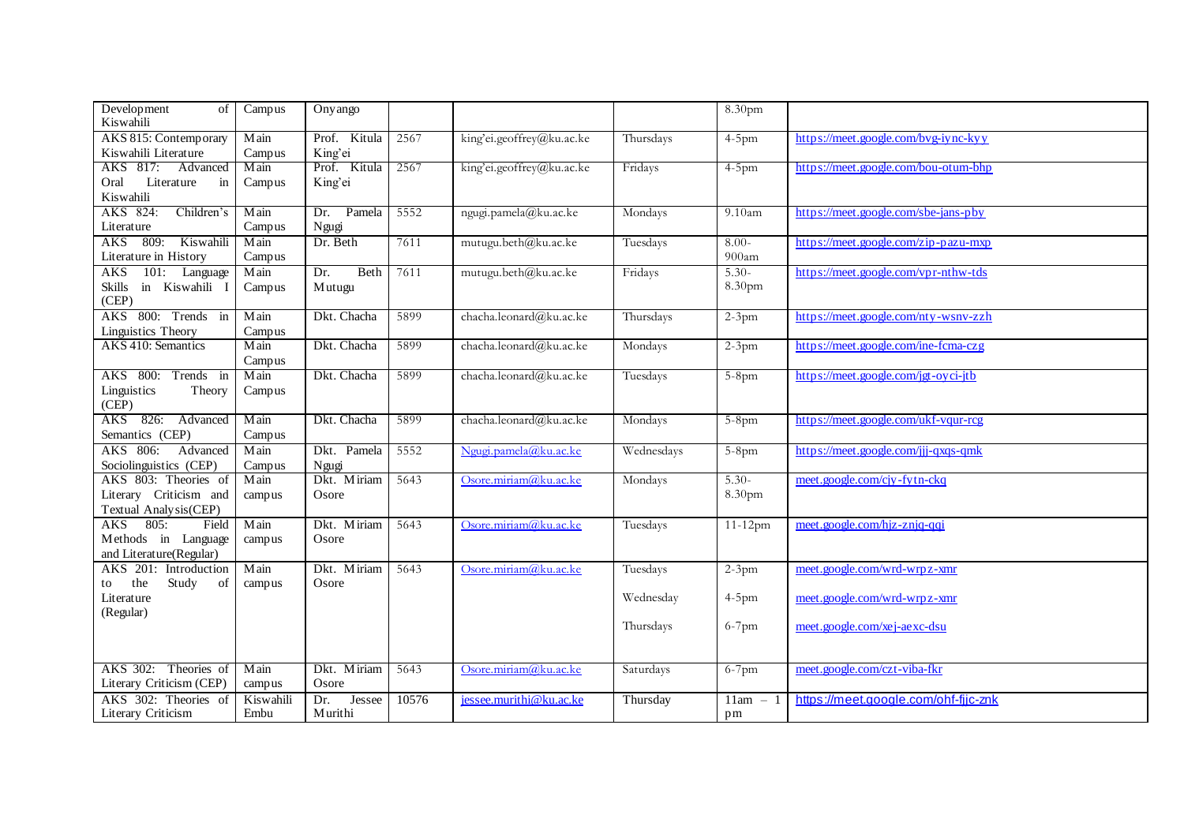| | | | | | | | |
|---|---|---|---|---|---|---|---|
| Development of Kiswahili | Campus | Onyango | | | | 8.30pm | |
| AKS 815: Contemporary Kiswahili Literature | Main Campus | Prof. Kitula King'ei | 2567 | king'ei.geoffrey@ku.ac.ke | Thursdays | 4-5pm | https://meet.google.com/bvg-iync-kyy |
| AKS 817: Advanced Oral Literature in Kiswahili | Main Campus | Prof. Kitula King'ei | 2567 | king'ei.geoffrey@ku.ac.ke | Fridays | 4-5pm | https://meet.google.com/bou-otum-bhp |
| AKS 824: Children's Literature | Main Campus | Dr. Pamela Ngugi | 5552 | ngugi.pamela@ku.ac.ke | Mondays | 9.10am | https://meet.google.com/sbe-jans-pby |
| AKS 809: Kiswahili Literature in History | Main Campus | Dr. Beth | 7611 | mutugu.beth@ku.ac.ke | Tuesdays | 8.00-900am | https://meet.google.com/zip-pazu-mxp |
| AKS 101: Language Skills in Kiswahili I (CEP) | Main Campus | Dr. Beth Mutugu | 7611 | mutugu.beth@ku.ac.ke | Fridays | 5.30-8.30pm | https://meet.google.com/vpr-nthw-tds |
| AKS 800: Trends in Linguistics Theory | Main Campus | Dkt. Chacha | 5899 | chacha.leonard@ku.ac.ke | Thursdays | 2-3pm | https://meet.google.com/nty-wsnv-zzh |
| AKS 410: Semantics | Main Campus | Dkt. Chacha | 5899 | chacha.leonard@ku.ac.ke | Mondays | 2-3pm | https://meet.google.com/ine-fcma-czg |
| AKS 800: Trends in Linguistics Theory (CEP) | Main Campus | Dkt. Chacha | 5899 | chacha.leonard@ku.ac.ke | Tuesdays | 5-8pm | https://meet.google.com/jgt-oyci-jtb |
| AKS 826: Advanced Semantics (CEP) | Main Campus | Dkt. Chacha | 5899 | chacha.leonard@ku.ac.ke | Mondays | 5-8pm | https://meet.google.com/ukf-vqur-rcg |
| AKS 806: Advanced Sociolinguistics (CEP) | Main Campus | Dkt. Pamela Ngugi | 5552 | Ngugi.pamela@ku.ac.ke | Wednesdays | 5-8pm | https://meet.google.com/jjj-qxqs-qmk |
| AKS 803: Theories of Literary Criticism and Textual Analysis(CEP) | Main campus | Dkt. Miriam Osore | 5643 | Osore.miriam@ku.ac.ke | Mondays | 5.30-8.30pm | meet.google.com/cjy-fytn-ckq |
| AKS 805: Field Methods in Language and Literature(Regular) | Main campus | Dkt. Miriam Osore | 5643 | Osore.miriam@ku.ac.ke | Tuesdays | 11-12pm | meet.google.com/hjz-znjq-qqi |
| AKS 201: Introduction to the Study of Literature (Regular) | Main campus | Dkt. Miriam Osore | 5643 | Osore.miriam@ku.ac.ke | Tuesdays<br>Wednesday<br>Thursdays | 2-3pm<br>4-5pm<br>6-7pm | meet.google.com/wrd-wrpz-xmr<br>meet.google.com/wrd-wrpz-xmr<br>meet.google.com/xej-aexc-dsu |
| AKS 302: Theories of Literary Criticism (CEP) | Main campus | Dkt. Miriam Osore | 5643 | Osore.miriam@ku.ac.ke | Saturdays | 6-7pm | meet.google.com/czt-viba-fkr |
| AKS 302: Theories of Literary Criticism | Kiswahili Embu | Dr. Jessee Murithi | 10576 | jessee.murithi@ku.ac.ke | Thursday | 11am – 1 pm | https://meet.google.com/ohf-fjic-znk |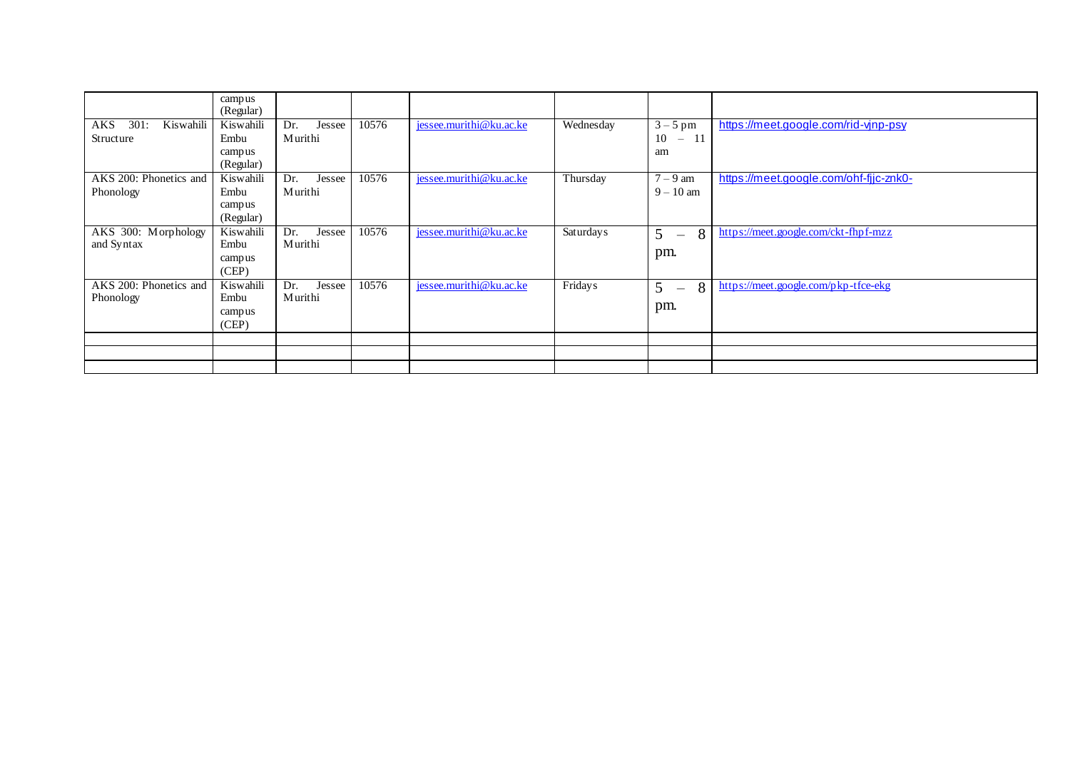| | | | | | | | |
|---|---|---|---|---|---|---|---|
| | campus (Regular) | | | | | | |
| AKS 301: Kiswahili Structure | Kiswahili Embu campus (Regular) | Dr. Jessee Murithi | 10576 | jessee.murithi@ku.ac.ke | Wednesday | 3 – 5 pm 10 – 11 am | https://meet.google.com/rid-vjnp-psy |
| AKS 200: Phonetics and Phonology | Kiswahili Embu campus (Regular) | Dr. Jessee Murithi | 10576 | jessee.murithi@ku.ac.ke | Thursday | 7 – 9 am 9 – 10 am | https://meet.google.com/ohf-fjjc-znk0- |
| AKS 300: Morphology and Syntax | Kiswahili Embu campus (CEP) | Dr. Jessee Murithi | 10576 | jessee.murithi@ku.ac.ke | Saturdays | 5 – 8 pm. | https://meet.google.com/ckt-fhpf-mzz |
| AKS 200: Phonetics and Phonology | Kiswahili Embu campus (CEP) | Dr. Jessee Murithi | 10576 | jessee.murithi@ku.ac.ke | Fridays | 5 – 8 pm. | https://meet.google.com/pkp-tfce-ekg |
| | | | | | | | |
| | | | | | | | |
| | | | | | | | |